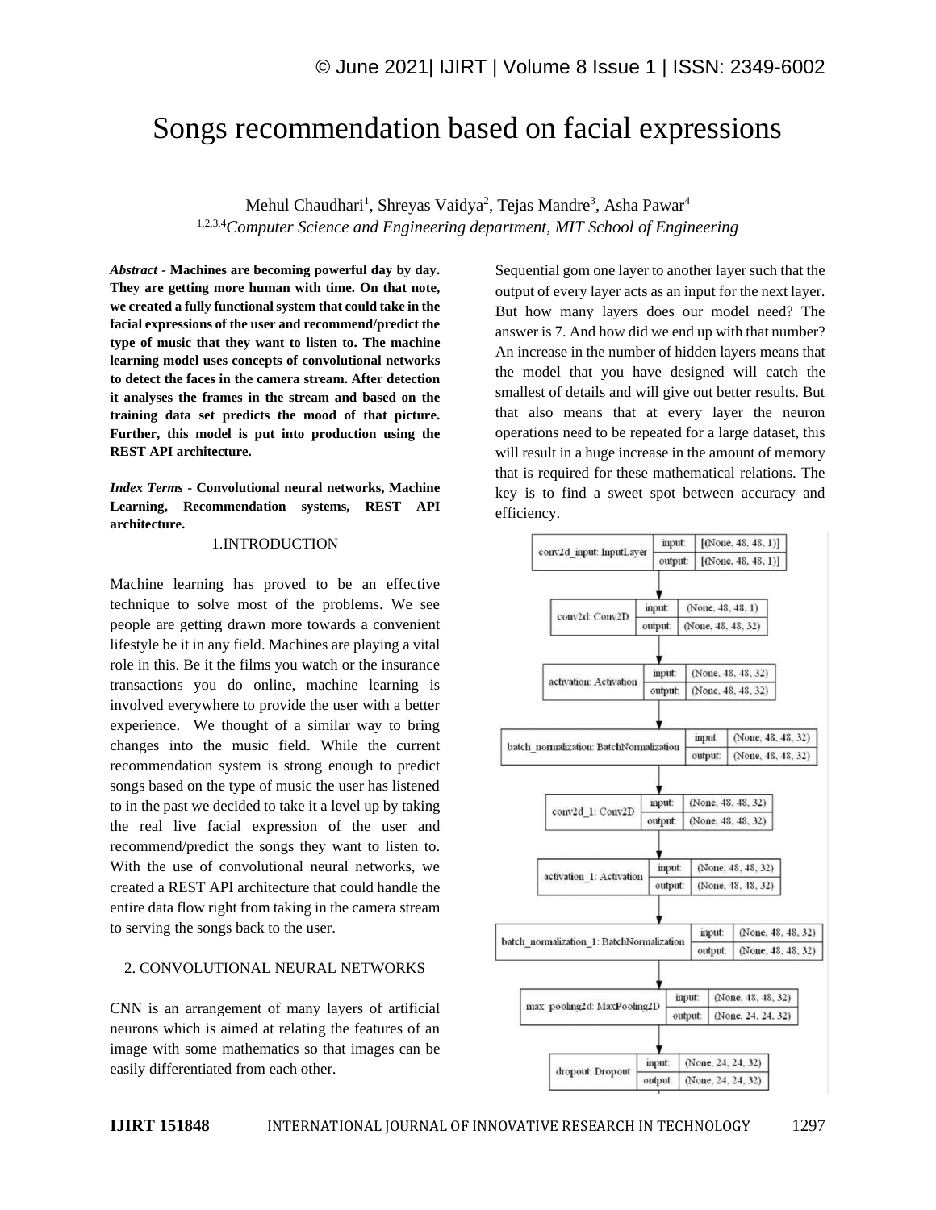# Songs recommendation based on facial expressions

Mehul Chaudhari[1], Shreyas Vaidya[2], Tejas Mandre[3], Asha Pawar[4]

[1,2,3,4] *Computer Science and Engineering department, MIT School of Engineering*

***Abstract* - Machines are becoming powerful day by day. They are getting more human with time. On that note, we created a fully functional system that could take in the facial expressions of the user and recommend/predict the type of music that they want to listen to. The machine learning model uses concepts of convolutional networks to detect the faces in the camera stream. After detection it analyses the frames in the stream and based on the training data set predicts the mood of that picture. Further, this model is put into production using the REST API architecture.**

***Index Terms* - Convolutional neural networks, Machine Learning, Recommendation systems, REST API architecture.**

## 1.INTRODUCTION

Machine learning has proved to be an effective technique to solve most of the problems. We see people are getting drawn more towards a convenient lifestyle be it in any field. Machines are playing a vital role in this. Be it the films you watch or the insurance transactions you do online, machine learning is involved everywhere to provide the user with a better experience. We thought of a similar way to bring changes into the music field. While the current recommendation system is strong enough to predict songs based on the type of music the user has listened to in the past we decided to take it a level up by taking the real live facial expression of the user and recommend/predict the songs they want to listen to. With the use of convolutional neural networks, we created a REST API architecture that could handle the entire data flow right from taking in the camera stream to serving the songs back to the user.

## 2. CONVOLUTIONAL NEURAL NETWORKS

CNN is an arrangement of many layers of artificial neurons which is aimed at relating the features of an image with some mathematics so that images can be easily differentiated from each other.

Sequential gom one layer to another layer such that the output of every layer acts as an input for the next layer. But how many layers does our model need? The answer is 7. And how did we end up with that number? An increase in the number of hidden layers means that the model that you have designed will catch the smallest of details and will give out better results. But that also means that at every layer the neuron operations need to be repeated for a large dataset, this will result in a huge increase in the amount of memory that is required for these mathematical relations. The key is to find a sweet spot between accuracy and efficiency.

| Layer | input | output |
|---|---|---|
| conv2d_input: InputLayer | [(None, 48, 48, 1)] | [(None, 48, 48, 1)] |
| conv2d: Conv2D | (None, 48, 48, 1) | (None, 48, 48, 32) |
| activation: Activation | (None, 48, 48, 32) | (None, 48, 48, 32) |
| batch_normalization: BatchNormalization | (None, 48, 48, 32) | (None, 48, 48, 32) |
| conv2d_1: Conv2D | (None, 48, 48, 32) | (None, 48, 48, 32) |
| activation_1: Activation | (None, 48, 48, 32) | (None, 48, 48, 32) |
| batch_normalization_1: BatchNormalization | (None, 48, 48, 32) | (None, 48, 48, 32) |
| max_pooling2d: MaxPooling2D | (None, 48, 48, 32) | (None, 24, 24, 32) |
| dropout: Dropout | (None, 24, 24, 32) | (None, 24, 24, 32) |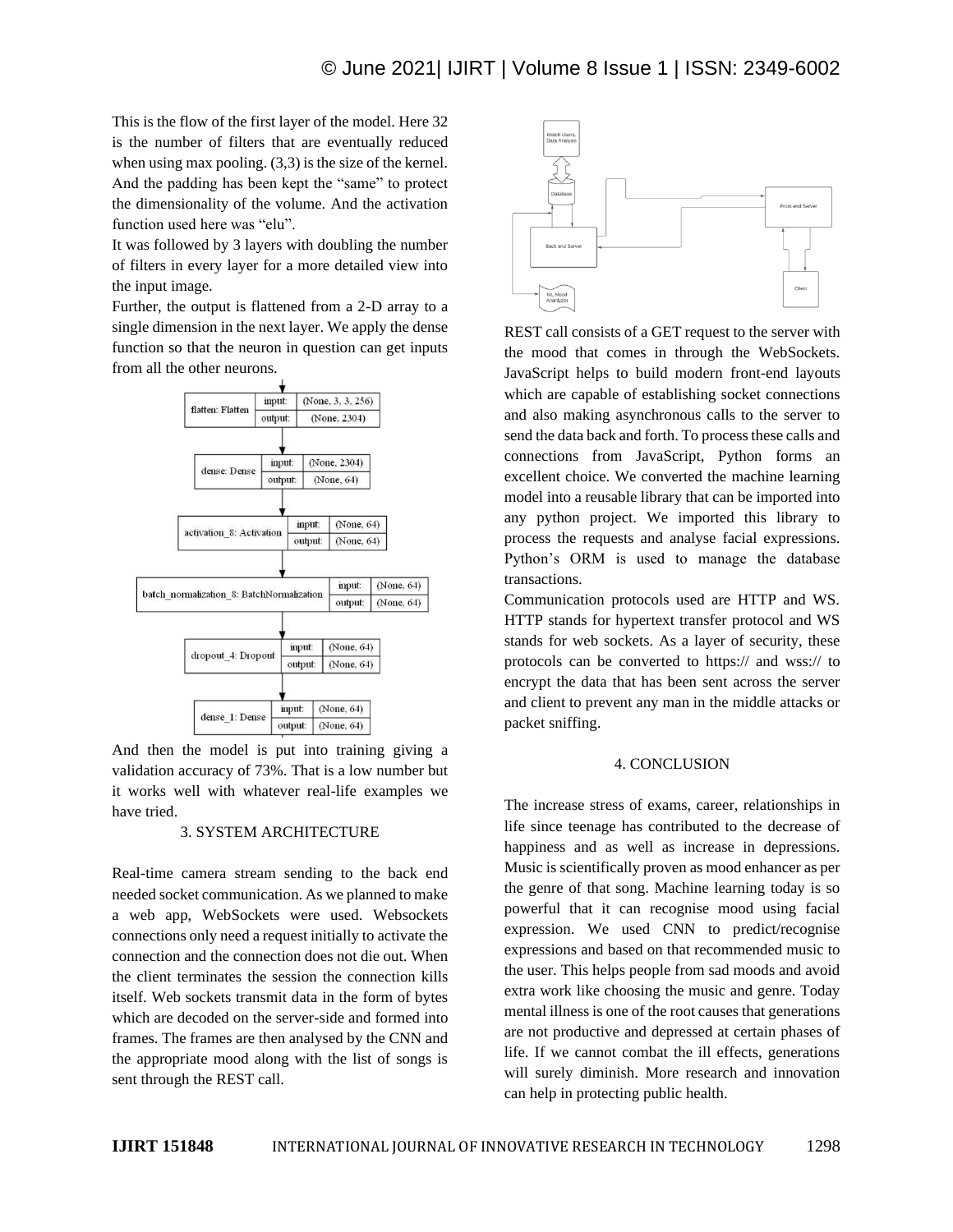This is the flow of the first layer of the model. Here 32 is the number of filters that are eventually reduced when using max pooling. (3,3) is the size of the kernel. And the padding has been kept the "same" to protect the dimensionality of the volume. And the activation function used here was "elu".

It was followed by 3 layers with doubling the number of filters in every layer for a more detailed view into the input image.

Further, the output is flattened from a 2-D array to a single dimension in the next layer. We apply the dense function so that the neuron in question can get inputs from all the other neurons.

| Layer | | Shape |
|---|---|---|
| flatten: Flatten | input: | (None, 3, 3, 256) |
| | output: | (None, 2304) |
| dense: Dense | input: | (None, 2304) |
| | output: | (None, 64) |
| activation_8: Activation | input: | (None, 64) |
| | output: | (None, 64) |
| batch_normalization_8: BatchNormalization | input: | (None, 64) |
| | output: | (None, 64) |
| dropout_4: Dropout | input: | (None, 64) |
| | output: | (None, 64) |
| dense_1: Dense | input: | (None, 64) |
| | output: | (None, 64) |

And then the model is put into training giving a validation accuracy of 73%. That is a low number but it works well with whatever real-life examples we have tried.

## 3. SYSTEM ARCHITECTURE

Real-time camera stream sending to the back end needed socket communication. As we planned to make a web app, WebSockets were used. Websockets connections only need a request initially to activate the connection and the connection does not die out. When the client terminates the session the connection kills itself. Web sockets transmit data in the form of bytes which are decoded on the server-side and formed into frames. The frames are then analysed by the CNN and the appropriate mood along with the list of songs is sent through the REST call.

REST call consists of a GET request to the server with the mood that comes in through the WebSockets. JavaScript helps to build modern front-end layouts which are capable of establishing socket connections and also making asynchronous calls to the server to send the data back and forth. To process these calls and connections from JavaScript, Python forms an excellent choice. We converted the machine learning model into a reusable library that can be imported into any python project. We imported this library to process the requests and analyse facial expressions. Python's ORM is used to manage the database transactions.

Communication protocols used are HTTP and WS. HTTP stands for hypertext transfer protocol and WS stands for web sockets. As a layer of security, these protocols can be converted to https:// and wss:// to encrypt the data that has been sent across the server and client to prevent any man in the middle attacks or packet sniffing.

## 4. CONCLUSION

The increase stress of exams, career, relationships in life since teenage has contributed to the decrease of happiness and as well as increase in depressions. Music is scientifically proven as mood enhancer as per the genre of that song. Machine learning today is so powerful that it can recognise mood using facial expression. We used CNN to predict/recognise expressions and based on that recommended music to the user. This helps people from sad moods and avoid extra work like choosing the music and genre. Today mental illness is one of the root causes that generations are not productive and depressed at certain phases of life. If we cannot combat the ill effects, generations will surely diminish. More research and innovation can help in protecting public health.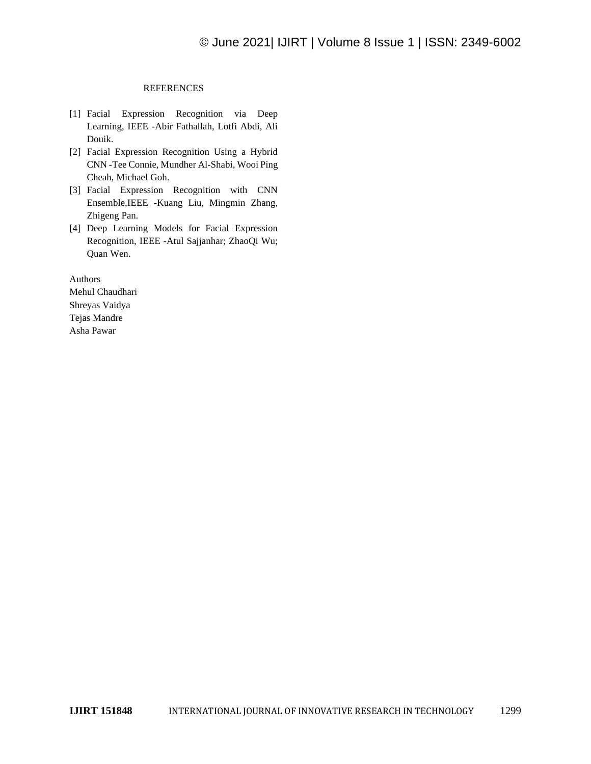## REFERENCES

[1] Facial Expression Recognition via Deep Learning, IEEE -Abir Fathallah, Lotfi Abdi, Ali Douik.

[2] Facial Expression Recognition Using a Hybrid CNN -Tee Connie, Mundher Al-Shabi, Wooi Ping Cheah, Michael Goh.

[3] Facial Expression Recognition with CNN Ensemble,IEEE -Kuang Liu, Mingmin Zhang, Zhigeng Pan.

[4] Deep Learning Models for Facial Expression Recognition, IEEE -Atul Sajjanhar; ZhaoQi Wu; Quan Wen.

Authors
Mehul Chaudhari
Shreyas Vaidya
Tejas Mandre
Asha Pawar